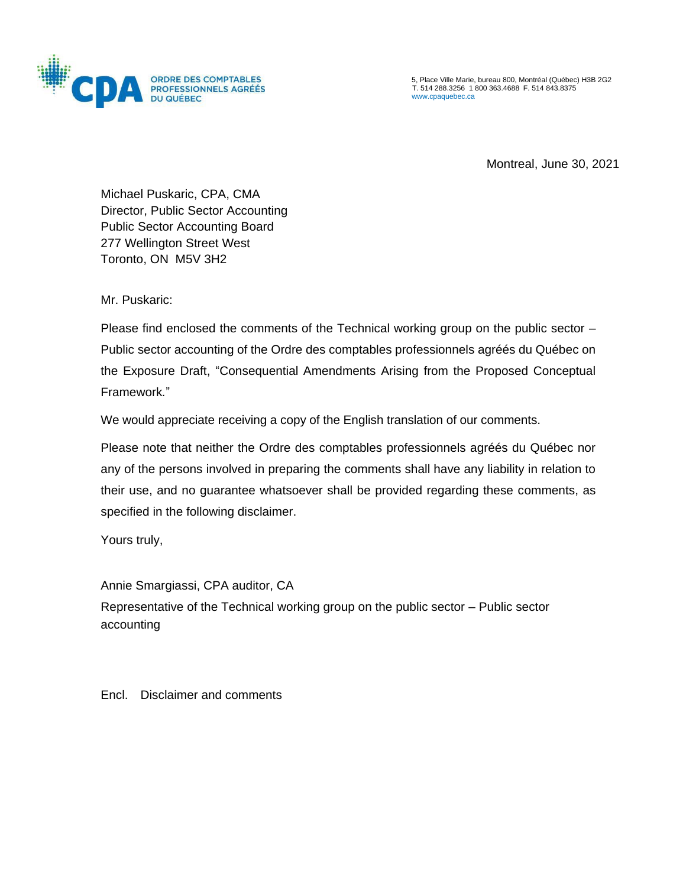ORDRE DES COMPTABLES PROFESSIONNELS AGRÉÉS DU QUÉBEC

5, Place Ville Marie, bureau 800, Montréal (Québec) H3B 2G2
T. 514 288.3256 1 800 363.4688 F. 514 843.8375
www.cpaquebec.ca

Montreal, June 30, 2021

Michael Puskaric, CPA, CMA
Director, Public Sector Accounting
Public Sector Accounting Board
277 Wellington Street West
Toronto, ON M5V 3H2

Mr. Puskaric:

Please find enclosed the comments of the Technical working group on the public sector – Public sector accounting of the Ordre des comptables professionnels agréés du Québec on the Exposure Draft, "Consequential Amendments Arising from the Proposed Conceptual Framework."

We would appreciate receiving a copy of the English translation of our comments.

Please note that neither the Ordre des comptables professionnels agréés du Québec nor any of the persons involved in preparing the comments shall have any liability in relation to their use, and no guarantee whatsoever shall be provided regarding these comments, as specified in the following disclaimer.

Yours truly,

Annie Smargiassi, CPA auditor, CA
Representative of the Technical working group on the public sector – Public sector accounting

Encl. Disclaimer and comments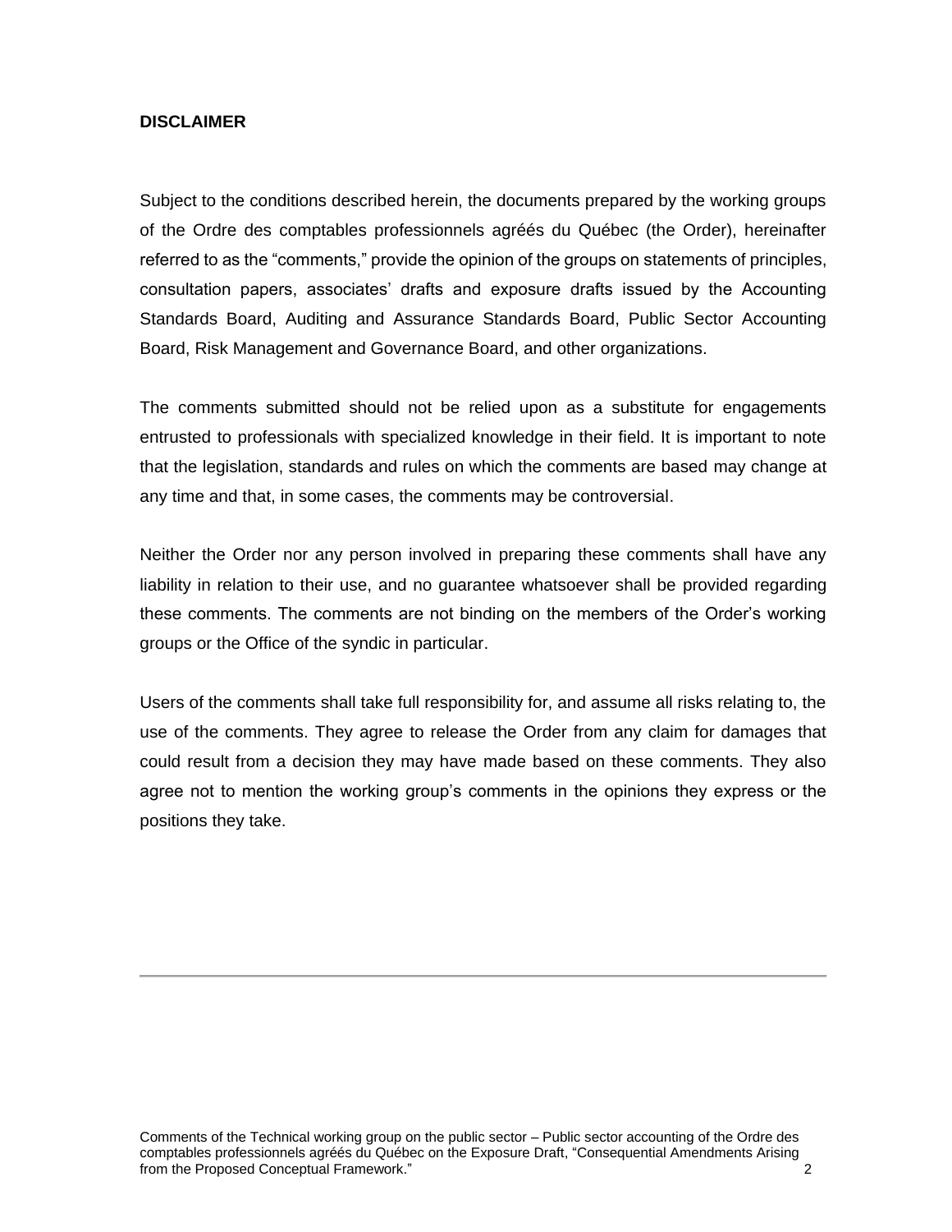**DISCLAIMER**

Subject to the conditions described herein, the documents prepared by the working groups of the Ordre des comptables professionnels agréés du Québec (the Order), hereinafter referred to as the "comments," provide the opinion of the groups on statements of principles, consultation papers, associates' drafts and exposure drafts issued by the Accounting Standards Board, Auditing and Assurance Standards Board, Public Sector Accounting Board, Risk Management and Governance Board, and other organizations.

The comments submitted should not be relied upon as a substitute for engagements entrusted to professionals with specialized knowledge in their field. It is important to note that the legislation, standards and rules on which the comments are based may change at any time and that, in some cases, the comments may be controversial.

Neither the Order nor any person involved in preparing these comments shall have any liability in relation to their use, and no guarantee whatsoever shall be provided regarding these comments. The comments are not binding on the members of the Order's working groups or the Office of the syndic in particular.

Users of the comments shall take full responsibility for, and assume all risks relating to, the use of the comments. They agree to release the Order from any claim for damages that could result from a decision they may have made based on these comments. They also agree not to mention the working group's comments in the opinions they express or the positions they take.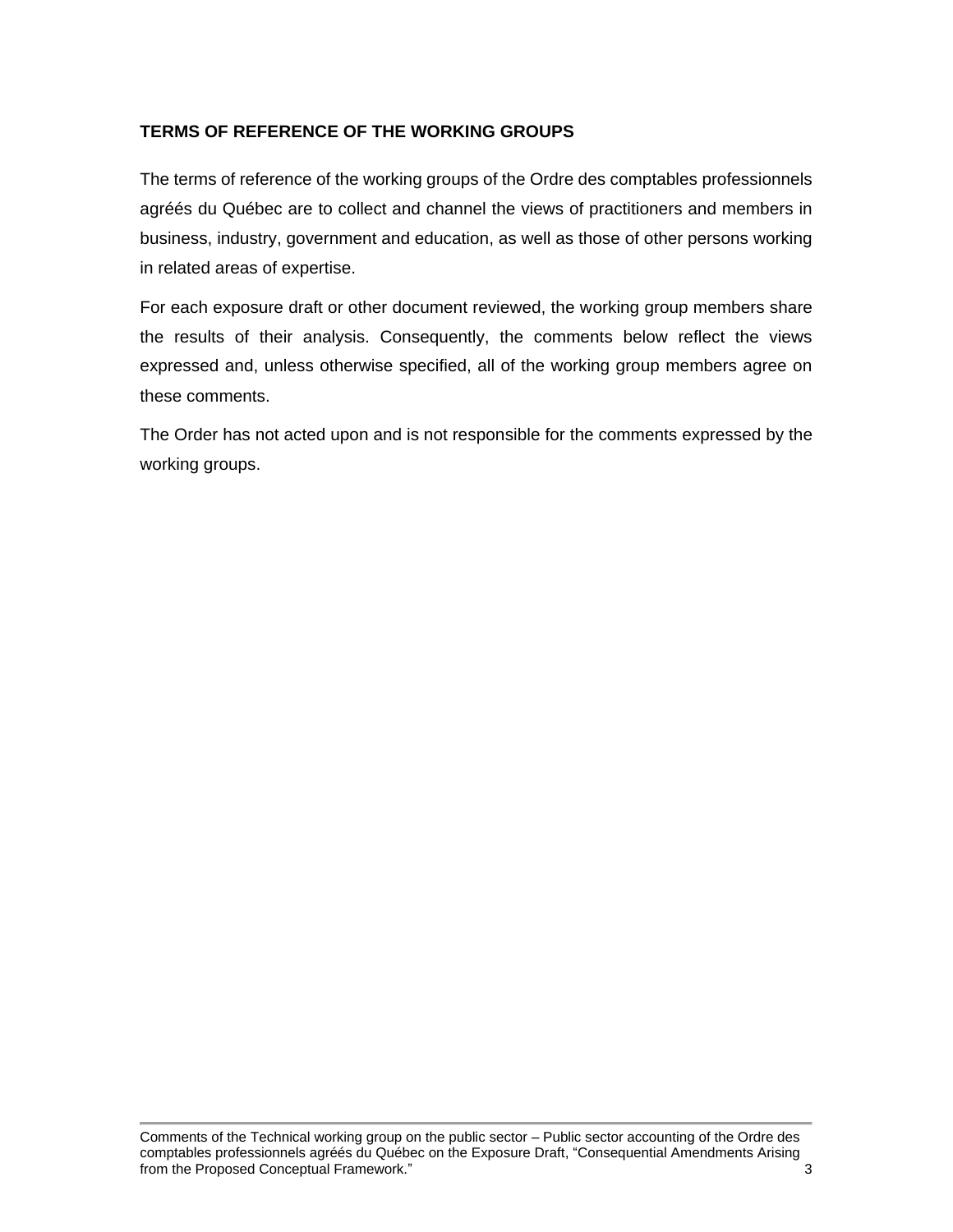## TERMS OF REFERENCE OF THE WORKING GROUPS

The terms of reference of the working groups of the Ordre des comptables professionnels agréés du Québec are to collect and channel the views of practitioners and members in business, industry, government and education, as well as those of other persons working in related areas of expertise.

For each exposure draft or other document reviewed, the working group members share the results of their analysis. Consequently, the comments below reflect the views expressed and, unless otherwise specified, all of the working group members agree on these comments.

The Order has not acted upon and is not responsible for the comments expressed by the working groups.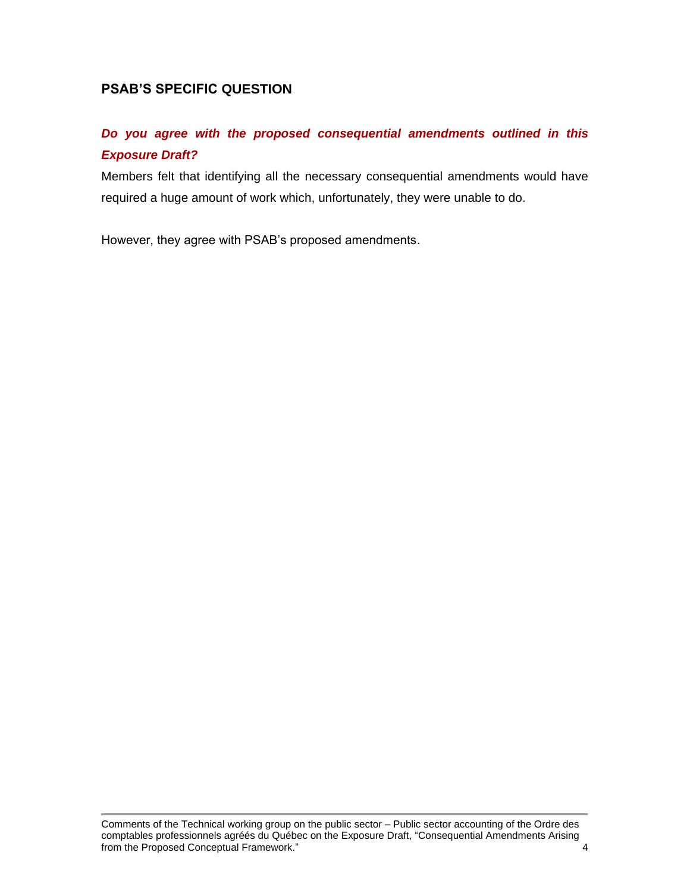## PSAB'S SPECIFIC QUESTION

***Do you agree with the proposed consequential amendments outlined in this Exposure Draft?***

Members felt that identifying all the necessary consequential amendments would have required a huge amount of work which, unfortunately, they were unable to do.

However, they agree with PSAB's proposed amendments.